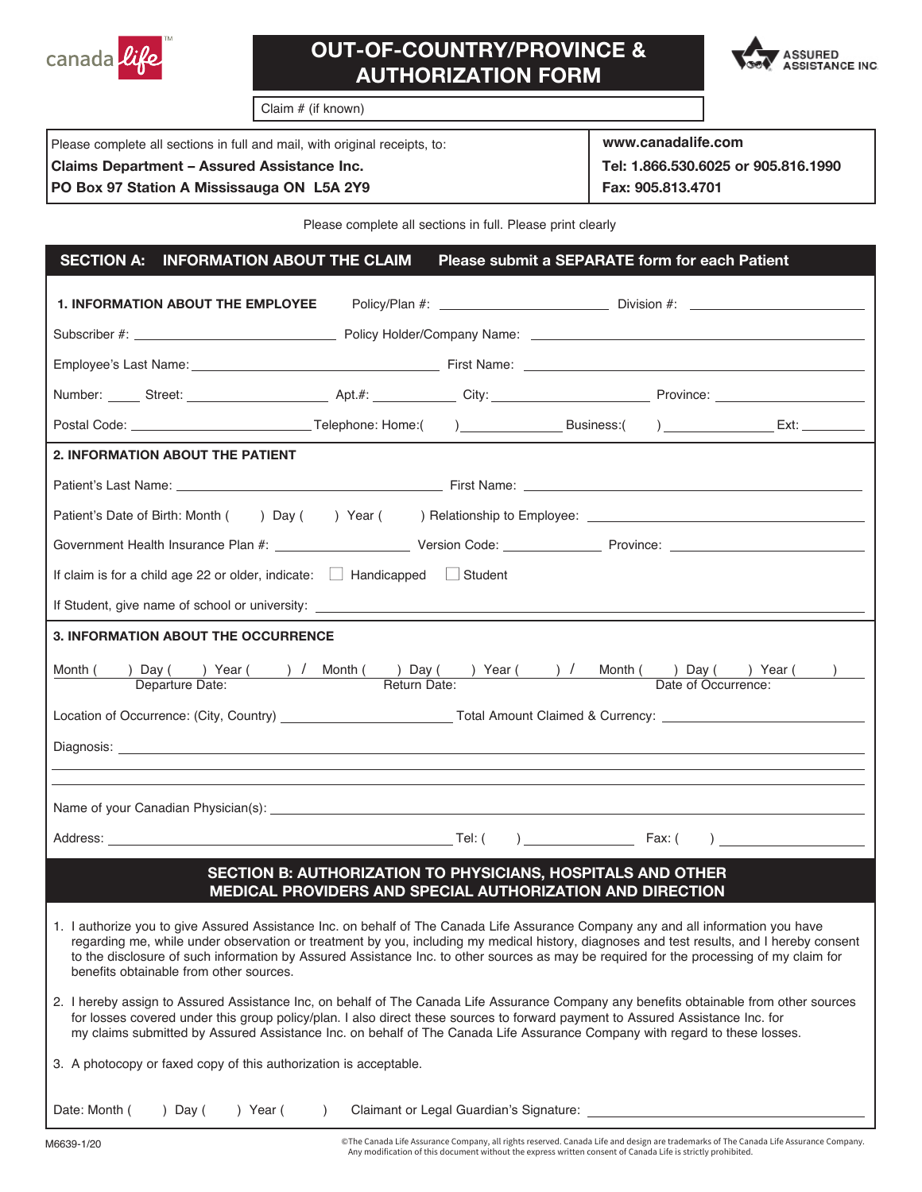canada life™

# OUT-OF-COUNTRY/PROVINCE & AUTHORIZATION FORM

ASSURED ASSISTANCE INC.

Claim # (if known)

Please complete all sections in full and mail, with original receipts, to:
**Claims Department – Assured Assistance Inc.**
**PO Box 97 Station A Mississauga ON L5A 2Y9**

**www.canadalife.com**
**Tel: 1.866.530.6025 or 905.816.1990**
**Fax: 905.813.4701**

Please complete all sections in full. Please print clearly

## SECTION A: INFORMATION ABOUT THE CLAIM — Please submit a SEPARATE form for each Patient

### 1. INFORMATION ABOUT THE EMPLOYEE

Policy/Plan #: ____________ Division #: ____________

Subscriber #: ____________ Policy Holder/Company Name: ____________

Employee's Last Name: ____________ First Name: ____________

Number: ____ Street: ____________ Apt.#: ________ City: ____________ Province: ____________

Postal Code: ____________ Telephone: Home:( ) ____________ Business:( ) ____________ Ext: ________

### 2. INFORMATION ABOUT THE PATIENT

Patient's Last Name: ____________ First Name: ____________

Patient's Date of Birth: Month ( ) Day ( ) Year ( ) Relationship to Employee: ____________

Government Health Insurance Plan #: ____________ Version Code: ________ Province: ____________

If claim is for a child age 22 or older, indicate: ☐ Handicapped ☐ Student

If Student, give name of school or university: ____________

### 3. INFORMATION ABOUT THE OCCURRENCE

Month ( ) Day ( ) Year ( ) / Month ( ) Day ( ) Year ( ) / Month ( ) Day ( ) Year ( )
Departure Date: Return Date: Date of Occurrence:

Location of Occurrence: (City, Country) ____________ Total Amount Claimed & Currency: ____________

Diagnosis: ____________

Name of your Canadian Physician(s): ____________

Address: ____________ Tel: ( ) ____________ Fax: ( ) ____________

## SECTION B: AUTHORIZATION TO PHYSICIANS, HOSPITALS AND OTHER MEDICAL PROVIDERS AND SPECIAL AUTHORIZATION AND DIRECTION

1. I authorize you to give Assured Assistance Inc. on behalf of The Canada Life Assurance Company any and all information you have regarding me, while under observation or treatment by you, including my medical history, diagnoses and test results, and I hereby consent to the disclosure of such information by Assured Assistance Inc. to other sources as may be required for the processing of my claim for benefits obtainable from other sources.

2. I hereby assign to Assured Assistance Inc, on behalf of The Canada Life Assurance Company any benefits obtainable from other sources for losses covered under this group policy/plan. I also direct these sources to forward payment to Assured Assistance Inc. for my claims submitted by Assured Assistance Inc. on behalf of The Canada Life Assurance Company with regard to these losses.

3. A photocopy or faxed copy of this authorization is acceptable.

Date: Month ( ) Day ( ) Year ( ) Claimant or Legal Guardian's Signature: ____________

M6639-1/20

©The Canada Life Assurance Company, all rights reserved. Canada Life and design are trademarks of The Canada Life Assurance Company. Any modification of this document without the express written consent of Canada Life is strictly prohibited.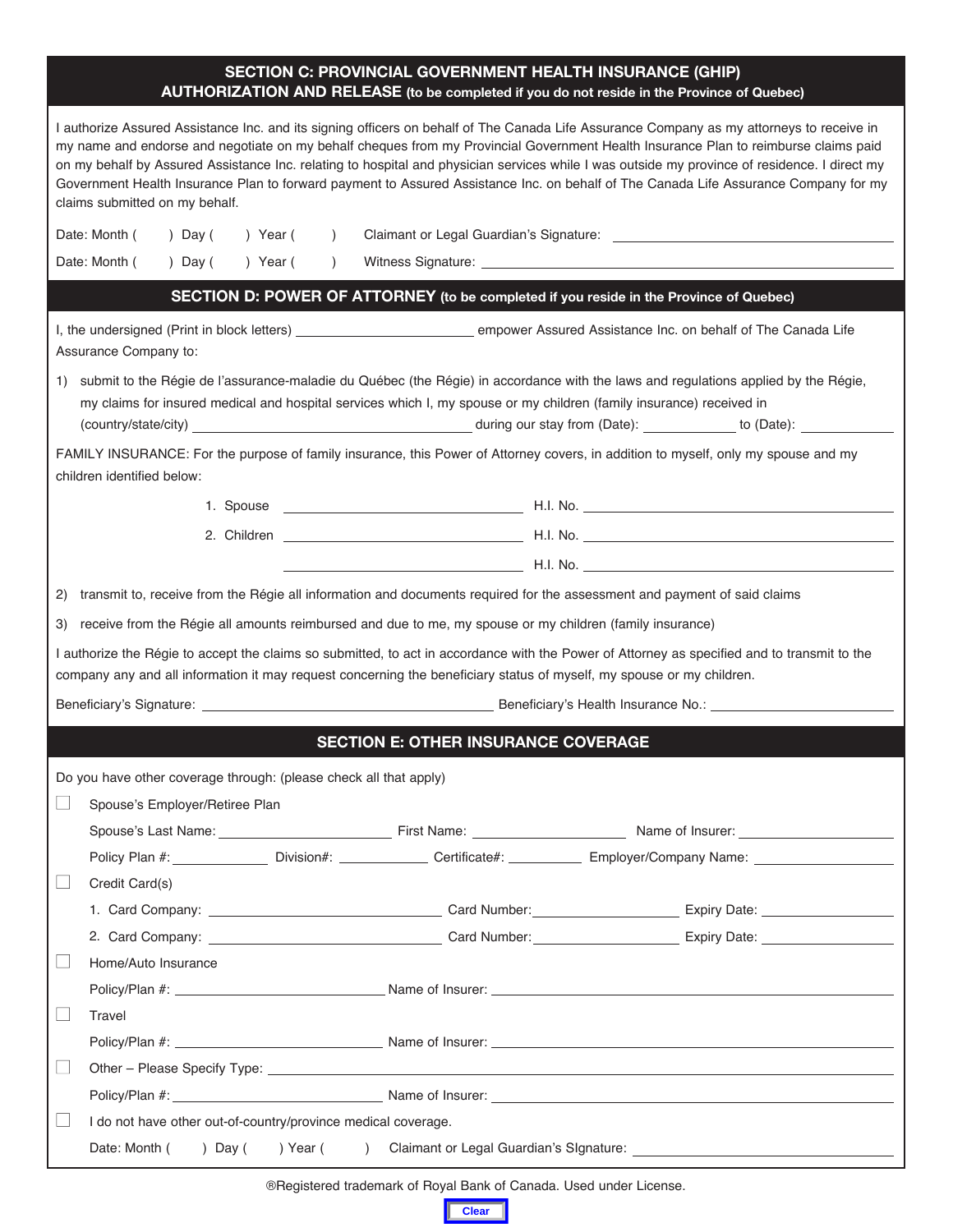## SECTION C: PROVINCIAL GOVERNMENT HEALTH INSURANCE (GHIP) AUTHORIZATION AND RELEASE (to be completed if you do not reside in the Province of Quebec)

I authorize Assured Assistance Inc. and its signing officers on behalf of The Canada Life Assurance Company as my attorneys to receive in my name and endorse and negotiate on my behalf cheques from my Provincial Government Health Insurance Plan to reimburse claims paid on my behalf by Assured Assistance Inc. relating to hospital and physician services while I was outside my province of residence. I direct my Government Health Insurance Plan to forward payment to Assured Assistance Inc. on behalf of The Canada Life Assurance Company for my claims submitted on my behalf.

Date: Month ( ) Day ( ) Year ( ) Claimant or Legal Guardian's Signature: ____________________

Date: Month ( ) Day ( ) Year ( ) Witness Signature: ____________________

## SECTION D: POWER OF ATTORNEY (to be completed if you reside in the Province of Quebec)

I, the undersigned (Print in block letters) ____________________ empower Assured Assistance Inc. on behalf of The Canada Life Assurance Company to:

1) submit to the Régie de l'assurance-maladie du Québec (the Régie) in accordance with the laws and regulations applied by the Régie, my claims for insured medical and hospital services which I, my spouse or my children (family insurance) received in (country/state/city) ____________________ during our stay from (Date): __________ to (Date): __________

FAMILY INSURANCE: For the purpose of family insurance, this Power of Attorney covers, in addition to myself, only my spouse and my children identified below:

1. Spouse ____________________ H.I. No. ____________________
2. Children ____________________ H.I. No. ____________________
   ____________________ H.I. No. ____________________

2) transmit to, receive from the Régie all information and documents required for the assessment and payment of said claims

3) receive from the Régie all amounts reimbursed and due to me, my spouse or my children (family insurance)

I authorize the Régie to accept the claims so submitted, to act in accordance with the Power of Attorney as specified and to transmit to the company any and all information it may request concerning the beneficiary status of myself, my spouse or my children.

Beneficiary's Signature: ____________________ Beneficiary's Health Insurance No.: ____________________

## SECTION E: OTHER INSURANCE COVERAGE

Do you have other coverage through: (please check all that apply)

☐ Spouse's Employer/Retiree Plan

Spouse's Last Name: __________ First Name: __________ Name of Insurer: __________

Policy Plan #: __________ Division#: __________ Certificate#: __________ Employer/Company Name: __________

☐ Credit Card(s)

1. Card Company: __________ Card Number: __________ Expiry Date: __________
2. Card Company: __________ Card Number: __________ Expiry Date: __________

☐ Home/Auto Insurance

Policy/Plan #: __________ Name of Insurer: __________

☐ Travel

Policy/Plan #: __________ Name of Insurer: __________

☐ Other – Please Specify Type: __________

Policy/Plan #: __________ Name of Insurer: __________

☐ I do not have other out-of-country/province medical coverage.

Date: Month ( ) Day ( ) Year ( ) Claimant or Legal Guardian's SIgnature: ____________________

®Registered trademark of Royal Bank of Canada. Used under License.

Clear